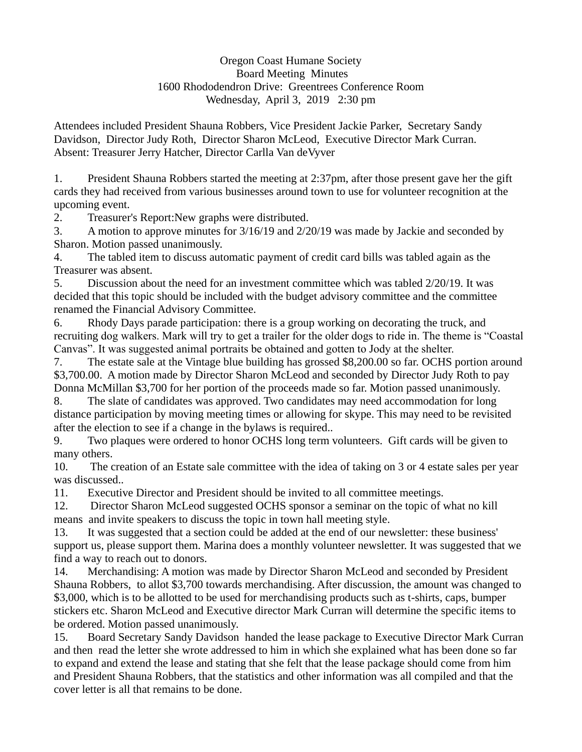Oregon Coast Humane Society
Board Meeting Minutes
1600 Rhododendron Drive: Greentrees Conference Room
Wednesday, April 3, 2019 2:30 pm

Attendees included President Shauna Robbers, Vice President Jackie Parker, Secretary Sandy Davidson, Director Judy Roth, Director Sharon McLeod, Executive Director Mark Curran. Absent: Treasurer Jerry Hatcher, Director Carlla Van deVyver

1. President Shauna Robbers started the meeting at 2:37pm, after those present gave her the gift cards they had received from various businesses around town to use for volunteer recognition at the upcoming event.
2. Treasurer's Report:New graphs were distributed.
3. A motion to approve minutes for 3/16/19 and 2/20/19 was made by Jackie and seconded by Sharon. Motion passed unanimously.
4. The tabled item to discuss automatic payment of credit card bills was tabled again as the Treasurer was absent.
5. Discussion about the need for an investment committee which was tabled 2/20/19. It was decided that this topic should be included with the budget advisory committee and the committee renamed the Financial Advisory Committee.
6. Rhody Days parade participation: there is a group working on decorating the truck, and recruiting dog walkers. Mark will try to get a trailer for the older dogs to ride in. The theme is "Coastal Canvas". It was suggested animal portraits be obtained and gotten to Jody at the shelter.
7. The estate sale at the Vintage blue building has grossed $8,200.00 so far. OCHS portion around $3,700.00. A motion made by Director Sharon McLeod and seconded by Director Judy Roth to pay Donna McMillan $3,700 for her portion of the proceeds made so far. Motion passed unanimously.
8. The slate of candidates was approved. Two candidates may need accommodation for long distance participation by moving meeting times or allowing for skype. This may need to be revisited after the election to see if a change in the bylaws is required..
9. Two plaques were ordered to honor OCHS long term volunteers. Gift cards will be given to many others.
10. The creation of an Estate sale committee with the idea of taking on 3 or 4 estate sales per year was discussed..
11. Executive Director and President should be invited to all committee meetings.
12. Director Sharon McLeod suggested OCHS sponsor a seminar on the topic of what no kill means and invite speakers to discuss the topic in town hall meeting style.
13. It was suggested that a section could be added at the end of our newsletter: these business' support us, please support them. Marina does a monthly volunteer newsletter. It was suggested that we find a way to reach out to donors.
14. Merchandising: A motion was made by Director Sharon McLeod and seconded by President Shauna Robbers, to allot $3,700 towards merchandising. After discussion, the amount was changed to $3,000, which is to be allotted to be used for merchandising products such as t-shirts, caps, bumper stickers etc. Sharon McLeod and Executive director Mark Curran will determine the specific items to be ordered. Motion passed unanimously.
15. Board Secretary Sandy Davidson handed the lease package to Executive Director Mark Curran and then read the letter she wrote addressed to him in which she explained what has been done so far to expand and extend the lease and stating that she felt that the lease package should come from him and President Shauna Robbers, that the statistics and other information was all compiled and that the cover letter is all that remains to be done.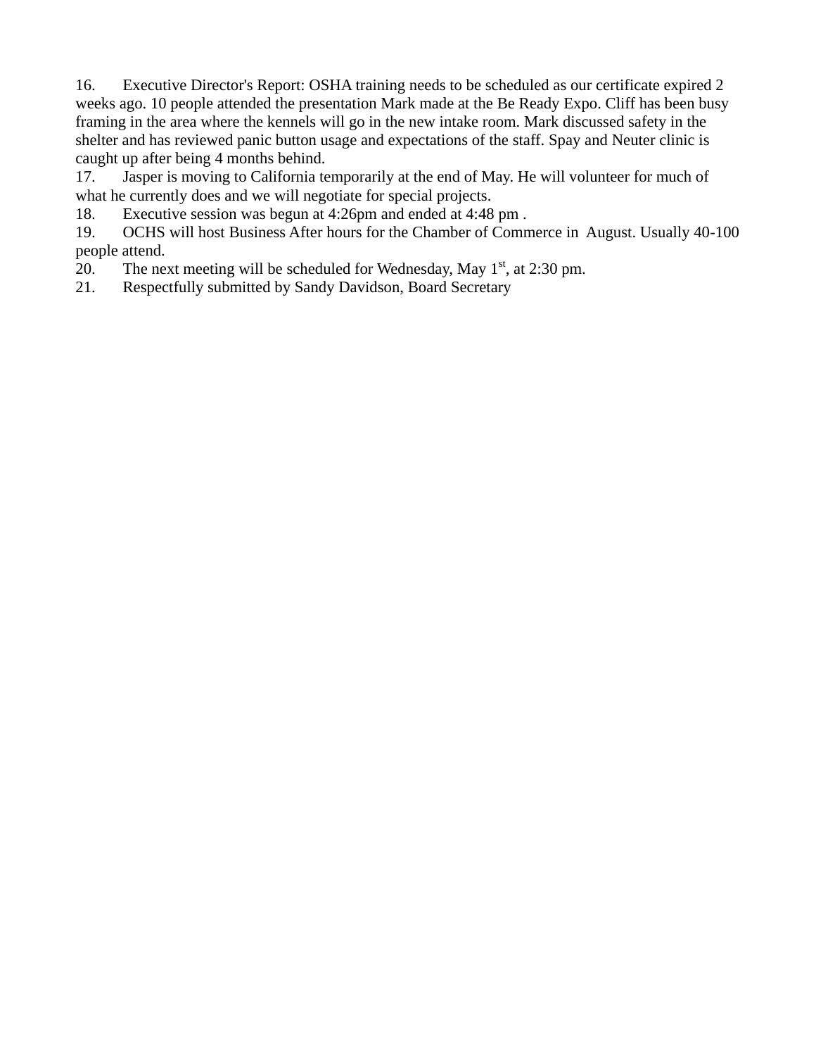16. Executive Director's Report: OSHA training needs to be scheduled as our certificate expired 2 weeks ago. 10 people attended the presentation Mark made at the Be Ready Expo. Cliff has been busy framing in the area where the kennels will go in the new intake room. Mark discussed safety in the shelter and has reviewed panic button usage and expectations of the staff. Spay and Neuter clinic is caught up after being 4 months behind.
17. Jasper is moving to California temporarily at the end of May. He will volunteer for much of what he currently does and we will negotiate for special projects.
18. Executive session was begun at 4:26pm and ended at 4:48 pm .
19. OCHS will host Business After hours for the Chamber of Commerce in August. Usually 40-100 people attend.
20. The next meeting will be scheduled for Wednesday, May 1st, at 2:30 pm.
21. Respectfully submitted by Sandy Davidson, Board Secretary